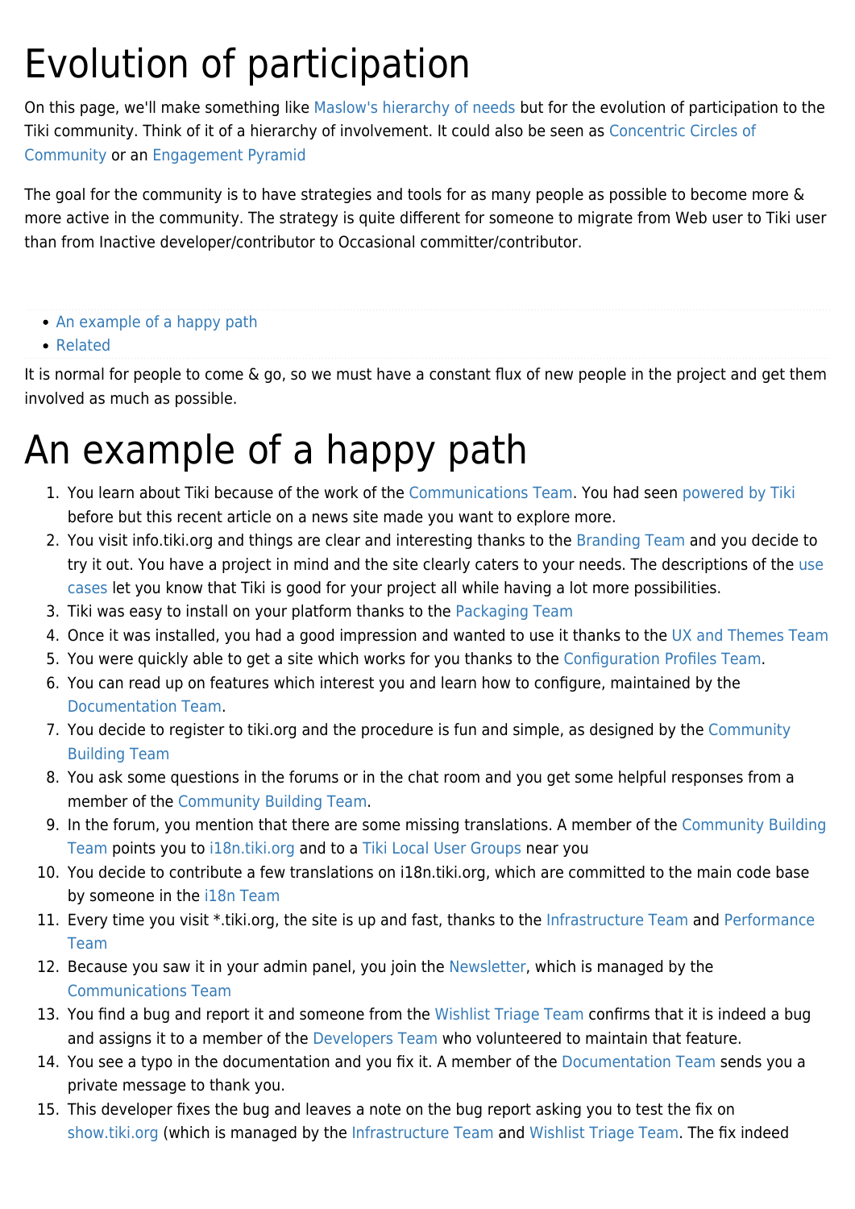# Evolution of participation

On this page, we'll make something like Maslow's hierarchy of needs but for the evolution of participation to the Tiki community. Think of it of a hierarchy of involvement. It could also be seen as Concentric Circles of Community or an Engagement Pyramid

The goal for the community is to have strategies and tools for as many people as possible to become more & more active in the community. The strategy is quite different for someone to migrate from Web user to Tiki user than from Inactive developer/contributor to Occasional committer/contributor.

- An example of a happy path
- Related

It is normal for people to come & go, so we must have a constant flux of new people in the project and get them involved as much as possible.

# An example of a happy path

1. You learn about Tiki because of the work of the Communications Team. You had seen powered by Tiki before but this recent article on a news site made you want to explore more.
2. You visit info.tiki.org and things are clear and interesting thanks to the Branding Team and you decide to try it out. You have a project in mind and the site clearly caters to your needs. The descriptions of the use cases let you know that Tiki is good for your project all while having a lot more possibilities.
3. Tiki was easy to install on your platform thanks to the Packaging Team
4. Once it was installed, you had a good impression and wanted to use it thanks to the UX and Themes Team
5. You were quickly able to get a site which works for you thanks to the Configuration Profiles Team.
6. You can read up on features which interest you and learn how to configure, maintained by the Documentation Team.
7. You decide to register to tiki.org and the procedure is fun and simple, as designed by the Community Building Team
8. You ask some questions in the forums or in the chat room and you get some helpful responses from a member of the Community Building Team.
9. In the forum, you mention that there are some missing translations. A member of the Community Building Team points you to i18n.tiki.org and to a Tiki Local User Groups near you
10. You decide to contribute a few translations on i18n.tiki.org, which are committed to the main code base by someone in the i18n Team
11. Every time you visit *.tiki.org, the site is up and fast, thanks to the Infrastructure Team and Performance Team
12. Because you saw it in your admin panel, you join the Newsletter, which is managed by the Communications Team
13. You find a bug and report it and someone from the Wishlist Triage Team confirms that it is indeed a bug and assigns it to a member of the Developers Team who volunteered to maintain that feature.
14. You see a typo in the documentation and you fix it. A member of the Documentation Team sends you a private message to thank you.
15. This developer fixes the bug and leaves a note on the bug report asking you to test the fix on show.tiki.org (which is managed by the Infrastructure Team and Wishlist Triage Team. The fix indeed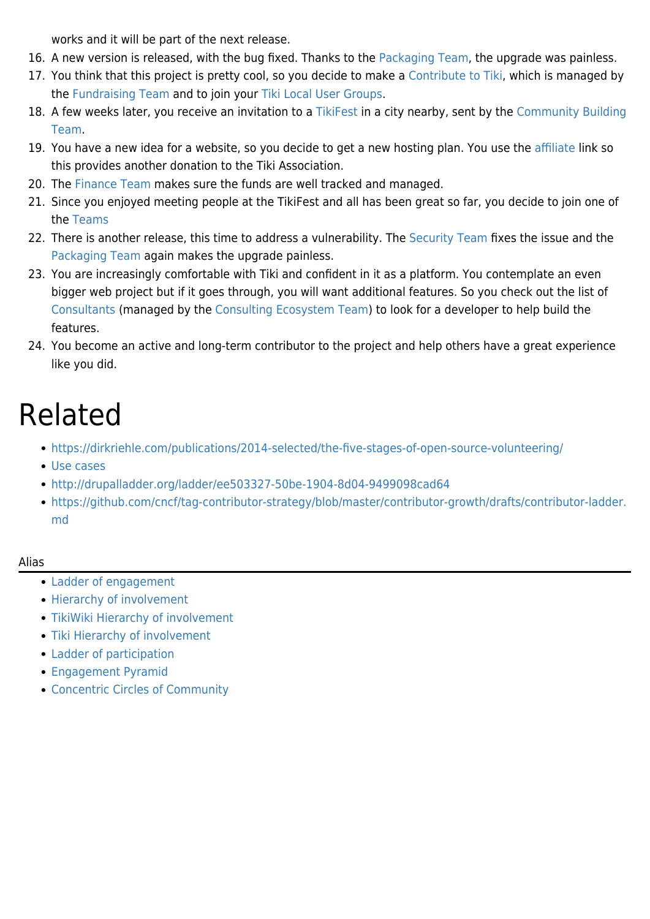works and it will be part of the next release.

16. A new version is released, with the bug fixed. Thanks to the Packaging Team, the upgrade was painless.
17. You think that this project is pretty cool, so you decide to make a Contribute to Tiki, which is managed by the Fundraising Team and to join your Tiki Local User Groups.
18. A few weeks later, you receive an invitation to a TikiFest in a city nearby, sent by the Community Building Team.
19. You have a new idea for a website, so you decide to get a new hosting plan. You use the affiliate link so this provides another donation to the Tiki Association.
20. The Finance Team makes sure the funds are well tracked and managed.
21. Since you enjoyed meeting people at the TikiFest and all has been great so far, you decide to join one of the Teams
22. There is another release, this time to address a vulnerability. The Security Team fixes the issue and the Packaging Team again makes the upgrade painless.
23. You are increasingly comfortable with Tiki and confident in it as a platform. You contemplate an even bigger web project but if it goes through, you will want additional features. So you check out the list of Consultants (managed by the Consulting Ecosystem Team) to look for a developer to help build the features.
24. You become an active and long-term contributor to the project and help others have a great experience like you did.

# Related

- https://dirkriehle.com/publications/2014-selected/the-five-stages-of-open-source-volunteering/
- Use cases
- http://drupalladder.org/ladder/ee503327-50be-1904-8d04-9499098cad64
- https://github.com/cncf/tag-contributor-strategy/blob/master/contributor-growth/drafts/contributor-ladder.md

Alias

- Ladder of engagement
- Hierarchy of involvement
- TikiWiki Hierarchy of involvement
- Tiki Hierarchy of involvement
- Ladder of participation
- Engagement Pyramid
- Concentric Circles of Community